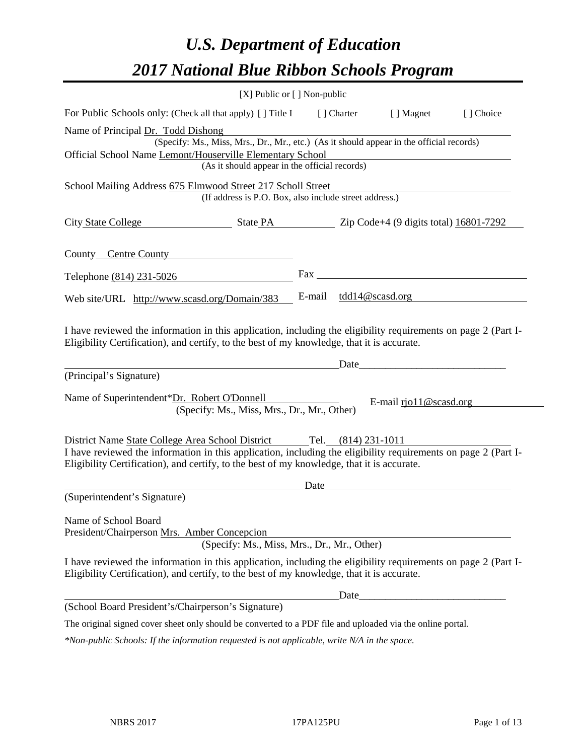# *U.S. Department of Education*

# *2017 National Blue Ribbon Schools Program*

[X] Public or [ ] Non-public

For Public Schools only: (Check all that apply) [ ] Title I [ ] Charter [ ] Magnet [ ] Choice

Name of Principal Dr. Todd Dishong
(Specify: Ms., Miss, Mrs., Dr., Mr., etc.) (As it should appear in the official records)

Official School Name Lemont/Houserville Elementary School
(As it should appear in the official records)

School Mailing Address 675 Elmwood Street 217 Scholl Street
(If address is P.O. Box, also include street address.)

City State College State PA Zip Code+4 (9 digits total) 16801-7292

County Centre County

Telephone (814) 231-5026 Fax

Web site/URL http://www.scasd.org/Domain/383 E-mail tdd14@scasd.org

I have reviewed the information in this application, including the eligibility requirements on page 2 (Part I-Eligibility Certification), and certify, to the best of my knowledge, that it is accurate.

Date____________________________

(Principal's Signature)

Name of Superintendent*Dr. Robert O'Donnell E-mail rjo11@scasd.org
(Specify: Ms., Miss, Mrs., Dr., Mr., Other)

District Name State College Area School District Tel. (814) 231-1011

I have reviewed the information in this application, including the eligibility requirements on page 2 (Part I-Eligibility Certification), and certify, to the best of my knowledge, that it is accurate.

Date

(Superintendent's Signature)

Name of School Board
President/Chairperson Mrs. Amber Concepcion
(Specify: Ms., Miss, Mrs., Dr., Mr., Other)

I have reviewed the information in this application, including the eligibility requirements on page 2 (Part I-Eligibility Certification), and certify, to the best of my knowledge, that it is accurate.

Date____________________________

(School Board President's/Chairperson's Signature)

The original signed cover sheet only should be converted to a PDF file and uploaded via the online portal.

*\*Non-public Schools: If the information requested is not applicable, write N/A in the space.*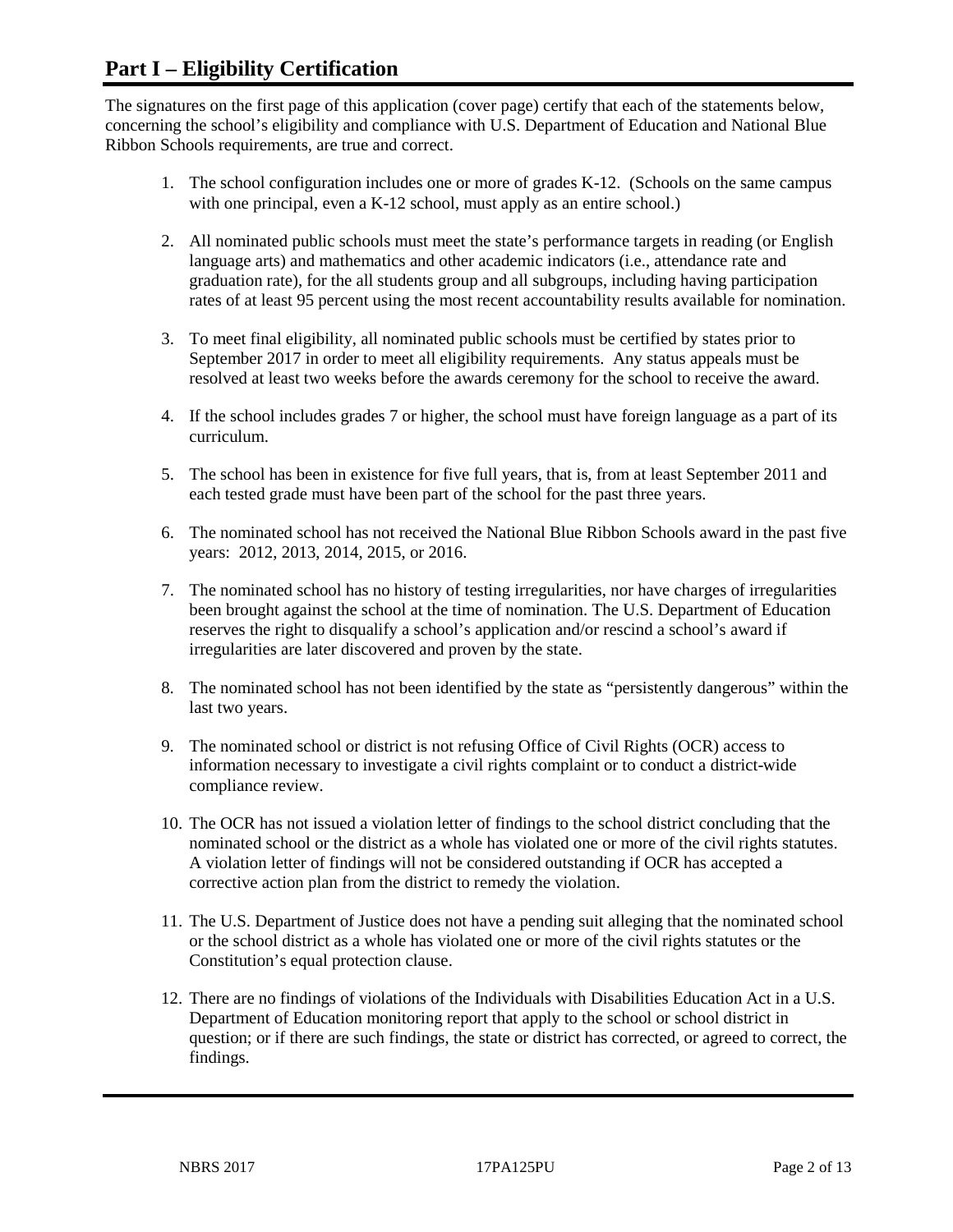# Part I – Eligibility Certification

The signatures on the first page of this application (cover page) certify that each of the statements below, concerning the school's eligibility and compliance with U.S. Department of Education and National Blue Ribbon Schools requirements, are true and correct.

1. The school configuration includes one or more of grades K-12. (Schools on the same campus with one principal, even a K-12 school, must apply as an entire school.)
2. All nominated public schools must meet the state's performance targets in reading (or English language arts) and mathematics and other academic indicators (i.e., attendance rate and graduation rate), for the all students group and all subgroups, including having participation rates of at least 95 percent using the most recent accountability results available for nomination.
3. To meet final eligibility, all nominated public schools must be certified by states prior to September 2017 in order to meet all eligibility requirements. Any status appeals must be resolved at least two weeks before the awards ceremony for the school to receive the award.
4. If the school includes grades 7 or higher, the school must have foreign language as a part of its curriculum.
5. The school has been in existence for five full years, that is, from at least September 2011 and each tested grade must have been part of the school for the past three years.
6. The nominated school has not received the National Blue Ribbon Schools award in the past five years: 2012, 2013, 2014, 2015, or 2016.
7. The nominated school has no history of testing irregularities, nor have charges of irregularities been brought against the school at the time of nomination. The U.S. Department of Education reserves the right to disqualify a school's application and/or rescind a school's award if irregularities are later discovered and proven by the state.
8. The nominated school has not been identified by the state as "persistently dangerous" within the last two years.
9. The nominated school or district is not refusing Office of Civil Rights (OCR) access to information necessary to investigate a civil rights complaint or to conduct a district-wide compliance review.
10. The OCR has not issued a violation letter of findings to the school district concluding that the nominated school or the district as a whole has violated one or more of the civil rights statutes. A violation letter of findings will not be considered outstanding if OCR has accepted a corrective action plan from the district to remedy the violation.
11. The U.S. Department of Justice does not have a pending suit alleging that the nominated school or the school district as a whole has violated one or more of the civil rights statutes or the Constitution's equal protection clause.
12. There are no findings of violations of the Individuals with Disabilities Education Act in a U.S. Department of Education monitoring report that apply to the school or school district in question; or if there are such findings, the state or district has corrected, or agreed to correct, the findings.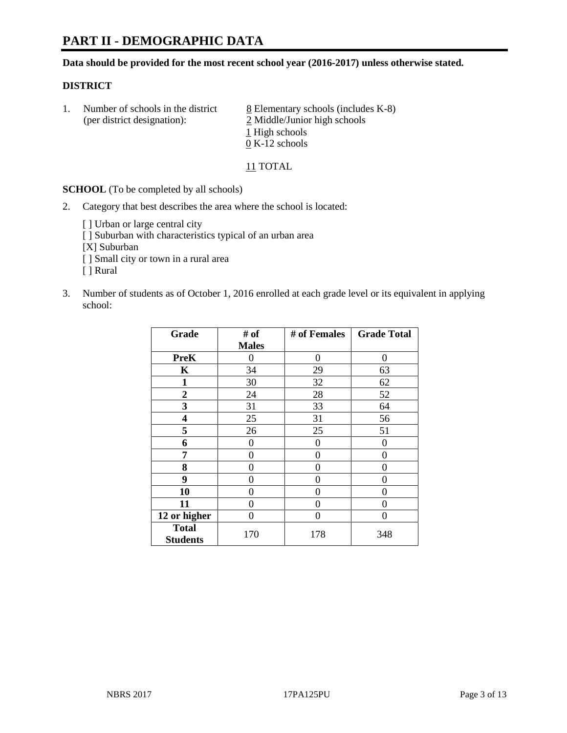# PART II - DEMOGRAPHIC DATA

**Data should be provided for the most recent school year (2016-2017) unless otherwise stated.**

## DISTRICT

1. Number of schools in the district (per district designation):
   - 8 Elementary schools (includes K-8)
   - 2 Middle/Junior high schools
   - 1 High schools
   - 0 K-12 schools

   11 TOTAL

**SCHOOL** (To be completed by all schools)

2. Category that best describes the area where the school is located:

   [ ] Urban or large central city
   [ ] Suburban with characteristics typical of an urban area
   [X] Suburban
   [ ] Small city or town in a rural area
   [ ] Rural

3. Number of students as of October 1, 2016 enrolled at each grade level or its equivalent in applying school:

| Grade | # of Males | # of Females | Grade Total |
|---|---|---|---|
| PreK | 0 | 0 | 0 |
| K | 34 | 29 | 63 |
| 1 | 30 | 32 | 62 |
| 2 | 24 | 28 | 52 |
| 3 | 31 | 33 | 64 |
| 4 | 25 | 31 | 56 |
| 5 | 26 | 25 | 51 |
| 6 | 0 | 0 | 0 |
| 7 | 0 | 0 | 0 |
| 8 | 0 | 0 | 0 |
| 9 | 0 | 0 | 0 |
| 10 | 0 | 0 | 0 |
| 11 | 0 | 0 | 0 |
| 12 or higher | 0 | 0 | 0 |
| Total Students | 170 | 178 | 348 |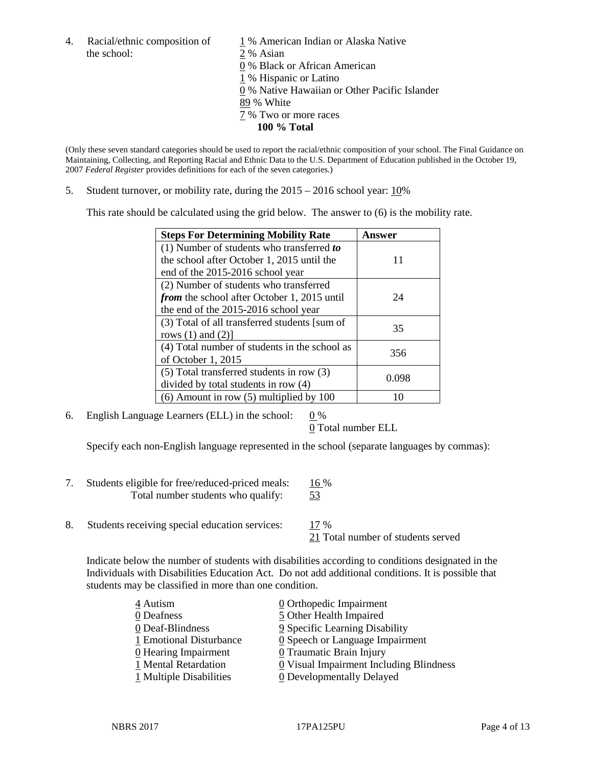4. Racial/ethnic composition of the school:

1 % American Indian or Alaska Native
2 % Asian
0 % Black or African American
1 % Hispanic or Latino
0 % Native Hawaiian or Other Pacific Islander
89 % White
7 % Two or more races
**100 % Total**

(Only these seven standard categories should be used to report the racial/ethnic composition of your school. The Final Guidance on Maintaining, Collecting, and Reporting Racial and Ethnic Data to the U.S. Department of Education published in the October 19, 2007 *Federal Register* provides definitions for each of the seven categories.)

5. Student turnover, or mobility rate, during the 2015 – 2016 school year: 10%

This rate should be calculated using the grid below. The answer to (6) is the mobility rate.

| **Steps For Determining Mobility Rate** | **Answer** |
|---|---|
| (1) Number of students who transferred ***to*** the school after October 1, 2015 until the end of the 2015-2016 school year | 11 |
| (2) Number of students who transferred ***from*** the school after October 1, 2015 until the end of the 2015-2016 school year | 24 |
| (3) Total of all transferred students [sum of rows (1) and (2)] | 35 |
| (4) Total number of students in the school as of October 1, 2015 | 356 |
| (5) Total transferred students in row (3) divided by total students in row (4) | 0.098 |
| (6) Amount in row (5) multiplied by 100 | 10 |

6. English Language Learners (ELL) in the school: 0 %
0 Total number ELL

Specify each non-English language represented in the school (separate languages by commas):

7. Students eligible for free/reduced-priced meals: 16 %
Total number students who qualify: 53

8. Students receiving special education services: 17 %
21 Total number of students served

Indicate below the number of students with disabilities according to conditions designated in the Individuals with Disabilities Education Act. Do not add additional conditions. It is possible that students may be classified in more than one condition.

4 Autism
0 Deafness
0 Deaf-Blindness
1 Emotional Disturbance
0 Hearing Impairment
1 Mental Retardation
1 Multiple Disabilities
0 Orthopedic Impairment
5 Other Health Impaired
9 Specific Learning Disability
0 Speech or Language Impairment
0 Traumatic Brain Injury
0 Visual Impairment Including Blindness
0 Developmentally Delayed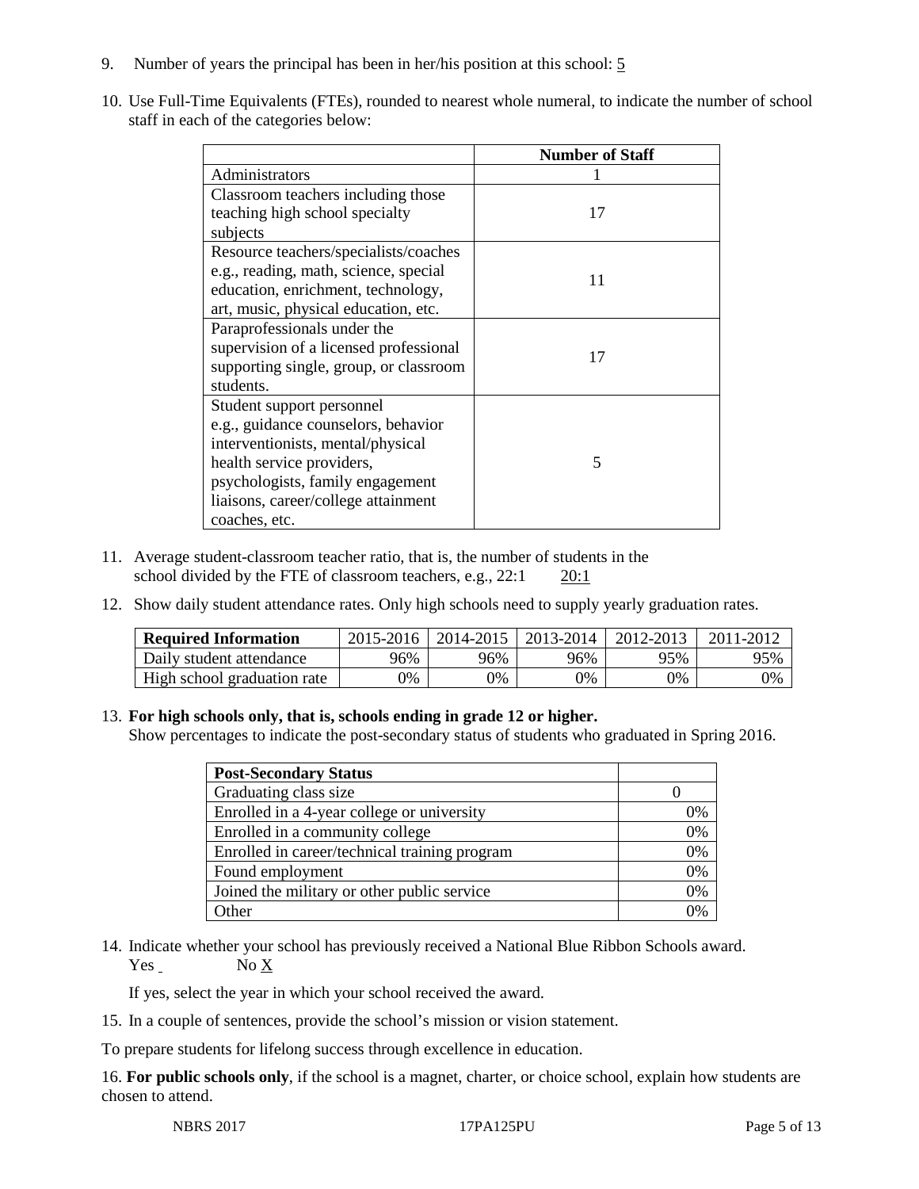9. Number of years the principal has been in her/his position at this school: 5

10. Use Full-Time Equivalents (FTEs), rounded to nearest whole numeral, to indicate the number of school staff in each of the categories below:

| | Number of Staff |
|---|---|
| Administrators | 1 |
| Classroom teachers including those teaching high school specialty subjects | 17 |
| Resource teachers/specialists/coaches e.g., reading, math, science, special education, enrichment, technology, art, music, physical education, etc. | 11 |
| Paraprofessionals under the supervision of a licensed professional supporting single, group, or classroom students. | 17 |
| Student support personnel e.g., guidance counselors, behavior interventionists, mental/physical health service providers, psychologists, family engagement liaisons, career/college attainment coaches, etc. | 5 |

11. Average student-classroom teacher ratio, that is, the number of students in the school divided by the FTE of classroom teachers, e.g., 22:1 20:1

12. Show daily student attendance rates. Only high schools need to supply yearly graduation rates.

| Required Information | 2015-2016 | 2014-2015 | 2013-2014 | 2012-2013 | 2011-2012 |
|---|---|---|---|---|---|
| Daily student attendance | 96% | 96% | 96% | 95% | 95% |
| High school graduation rate | 0% | 0% | 0% | 0% | 0% |

13. **For high schools only, that is, schools ending in grade 12 or higher.**
Show percentages to indicate the post-secondary status of students who graduated in Spring 2016.

| Post-Secondary Status | |
|---|---|
| Graduating class size | 0 |
| Enrolled in a 4-year college or university | 0% |
| Enrolled in a community college | 0% |
| Enrolled in career/technical training program | 0% |
| Found employment | 0% |
| Joined the military or other public service | 0% |
| Other | 0% |

14. Indicate whether your school has previously received a National Blue Ribbon Schools award.
Yes No X

If yes, select the year in which your school received the award.

15. In a couple of sentences, provide the school's mission or vision statement.

To prepare students for lifelong success through excellence in education.

16. **For public schools only**, if the school is a magnet, charter, or choice school, explain how students are chosen to attend.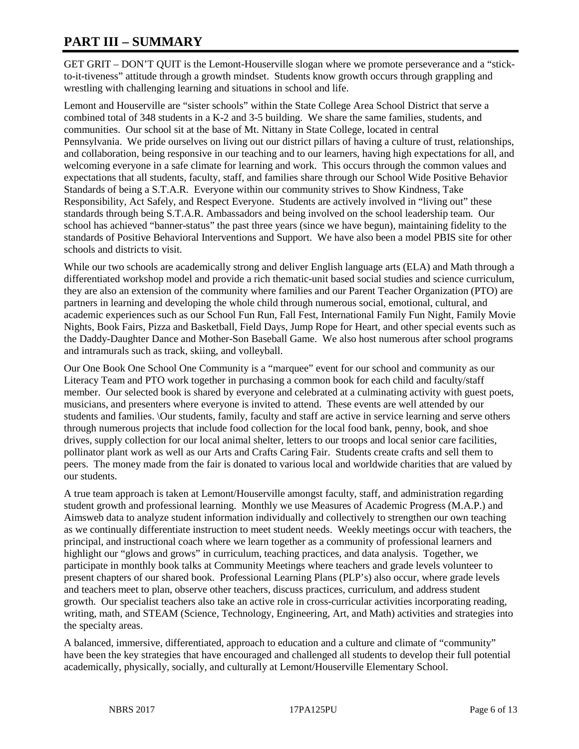## PART III – SUMMARY

GET GRIT – DON'T QUIT is the Lemont-Houserville slogan where we promote perseverance and a "stick-to-it-tiveness" attitude through a growth mindset. Students know growth occurs through grappling and wrestling with challenging learning and situations in school and life.

Lemont and Houserville are "sister schools" within the State College Area School District that serve a combined total of 348 students in a K-2 and 3-5 building. We share the same families, students, and communities. Our school sit at the base of Mt. Nittany in State College, located in central Pennsylvania. We pride ourselves on living out our district pillars of having a culture of trust, relationships, and collaboration, being responsive in our teaching and to our learners, having high expectations for all, and welcoming everyone in a safe climate for learning and work. This occurs through the common values and expectations that all students, faculty, staff, and families share through our School Wide Positive Behavior Standards of being a S.T.A.R. Everyone within our community strives to Show Kindness, Take Responsibility, Act Safely, and Respect Everyone. Students are actively involved in "living out" these standards through being S.T.A.R. Ambassadors and being involved on the school leadership team. Our school has achieved "banner-status" the past three years (since we have begun), maintaining fidelity to the standards of Positive Behavioral Interventions and Support. We have also been a model PBIS site for other schools and districts to visit.

While our two schools are academically strong and deliver English language arts (ELA) and Math through a differentiated workshop model and provide a rich thematic-unit based social studies and science curriculum, they are also an extension of the community where families and our Parent Teacher Organization (PTO) are partners in learning and developing the whole child through numerous social, emotional, cultural, and academic experiences such as our School Fun Run, Fall Fest, International Family Fun Night, Family Movie Nights, Book Fairs, Pizza and Basketball, Field Days, Jump Rope for Heart, and other special events such as the Daddy-Daughter Dance and Mother-Son Baseball Game. We also host numerous after school programs and intramurals such as track, skiing, and volleyball.

Our One Book One School One Community is a "marquee" event for our school and community as our Literacy Team and PTO work together in purchasing a common book for each child and faculty/staff member. Our selected book is shared by everyone and celebrated at a culminating activity with guest poets, musicians, and presenters where everyone is invited to attend. These events are well attended by our students and families. \Our students, family, faculty and staff are active in service learning and serve others through numerous projects that include food collection for the local food bank, penny, book, and shoe drives, supply collection for our local animal shelter, letters to our troops and local senior care facilities, pollinator plant work as well as our Arts and Crafts Caring Fair. Students create crafts and sell them to peers. The money made from the fair is donated to various local and worldwide charities that are valued by our students.

A true team approach is taken at Lemont/Houserville amongst faculty, staff, and administration regarding student growth and professional learning. Monthly we use Measures of Academic Progress (M.A.P.) and Aimsweb data to analyze student information individually and collectively to strengthen our own teaching as we continually differentiate instruction to meet student needs. Weekly meetings occur with teachers, the principal, and instructional coach where we learn together as a community of professional learners and highlight our "glows and grows" in curriculum, teaching practices, and data analysis. Together, we participate in monthly book talks at Community Meetings where teachers and grade levels volunteer to present chapters of our shared book. Professional Learning Plans (PLP's) also occur, where grade levels and teachers meet to plan, observe other teachers, discuss practices, curriculum, and address student growth. Our specialist teachers also take an active role in cross-curricular activities incorporating reading, writing, math, and STEAM (Science, Technology, Engineering, Art, and Math) activities and strategies into the specialty areas.

A balanced, immersive, differentiated, approach to education and a culture and climate of "community" have been the key strategies that have encouraged and challenged all students to develop their full potential academically, physically, socially, and culturally at Lemont/Houserville Elementary School.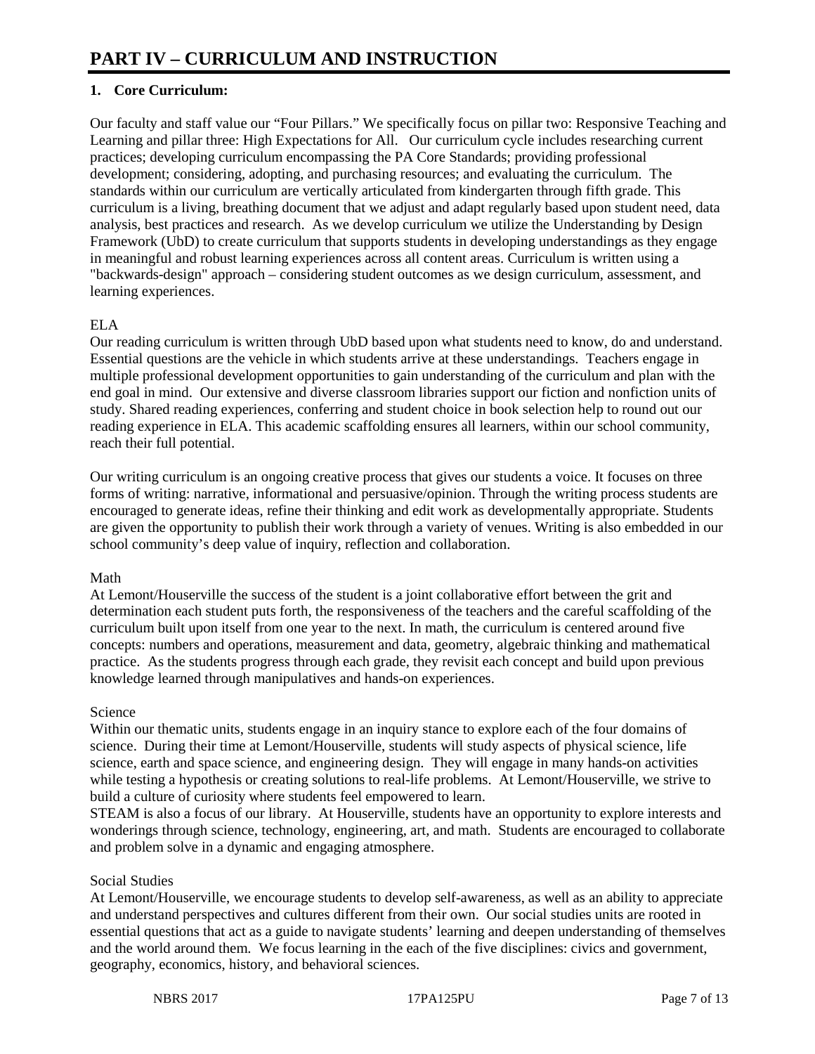# PART IV – CURRICULUM AND INSTRUCTION

## 1. Core Curriculum:

Our faculty and staff value our "Four Pillars." We specifically focus on pillar two: Responsive Teaching and Learning and pillar three: High Expectations for All. Our curriculum cycle includes researching current practices; developing curriculum encompassing the PA Core Standards; providing professional development; considering, adopting, and purchasing resources; and evaluating the curriculum. The standards within our curriculum are vertically articulated from kindergarten through fifth grade. This curriculum is a living, breathing document that we adjust and adapt regularly based upon student need, data analysis, best practices and research. As we develop curriculum we utilize the Understanding by Design Framework (UbD) to create curriculum that supports students in developing understandings as they engage in meaningful and robust learning experiences across all content areas. Curriculum is written using a "backwards-design" approach – considering student outcomes as we design curriculum, assessment, and learning experiences.

ELA

Our reading curriculum is written through UbD based upon what students need to know, do and understand. Essential questions are the vehicle in which students arrive at these understandings. Teachers engage in multiple professional development opportunities to gain understanding of the curriculum and plan with the end goal in mind. Our extensive and diverse classroom libraries support our fiction and nonfiction units of study. Shared reading experiences, conferring and student choice in book selection help to round out our reading experience in ELA. This academic scaffolding ensures all learners, within our school community, reach their full potential.

Our writing curriculum is an ongoing creative process that gives our students a voice. It focuses on three forms of writing: narrative, informational and persuasive/opinion. Through the writing process students are encouraged to generate ideas, refine their thinking and edit work as developmentally appropriate. Students are given the opportunity to publish their work through a variety of venues. Writing is also embedded in our school community's deep value of inquiry, reflection and collaboration.

Math

At Lemont/Houserville the success of the student is a joint collaborative effort between the grit and determination each student puts forth, the responsiveness of the teachers and the careful scaffolding of the curriculum built upon itself from one year to the next. In math, the curriculum is centered around five concepts: numbers and operations, measurement and data, geometry, algebraic thinking and mathematical practice. As the students progress through each grade, they revisit each concept and build upon previous knowledge learned through manipulatives and hands-on experiences.

Science

Within our thematic units, students engage in an inquiry stance to explore each of the four domains of science. During their time at Lemont/Houserville, students will study aspects of physical science, life science, earth and space science, and engineering design. They will engage in many hands-on activities while testing a hypothesis or creating solutions to real-life problems. At Lemont/Houserville, we strive to build a culture of curiosity where students feel empowered to learn.

STEAM is also a focus of our library. At Houserville, students have an opportunity to explore interests and wonderings through science, technology, engineering, art, and math. Students are encouraged to collaborate and problem solve in a dynamic and engaging atmosphere.

Social Studies

At Lemont/Houserville, we encourage students to develop self-awareness, as well as an ability to appreciate and understand perspectives and cultures different from their own. Our social studies units are rooted in essential questions that act as a guide to navigate students' learning and deepen understanding of themselves and the world around them. We focus learning in the each of the five disciplines: civics and government, geography, economics, history, and behavioral sciences.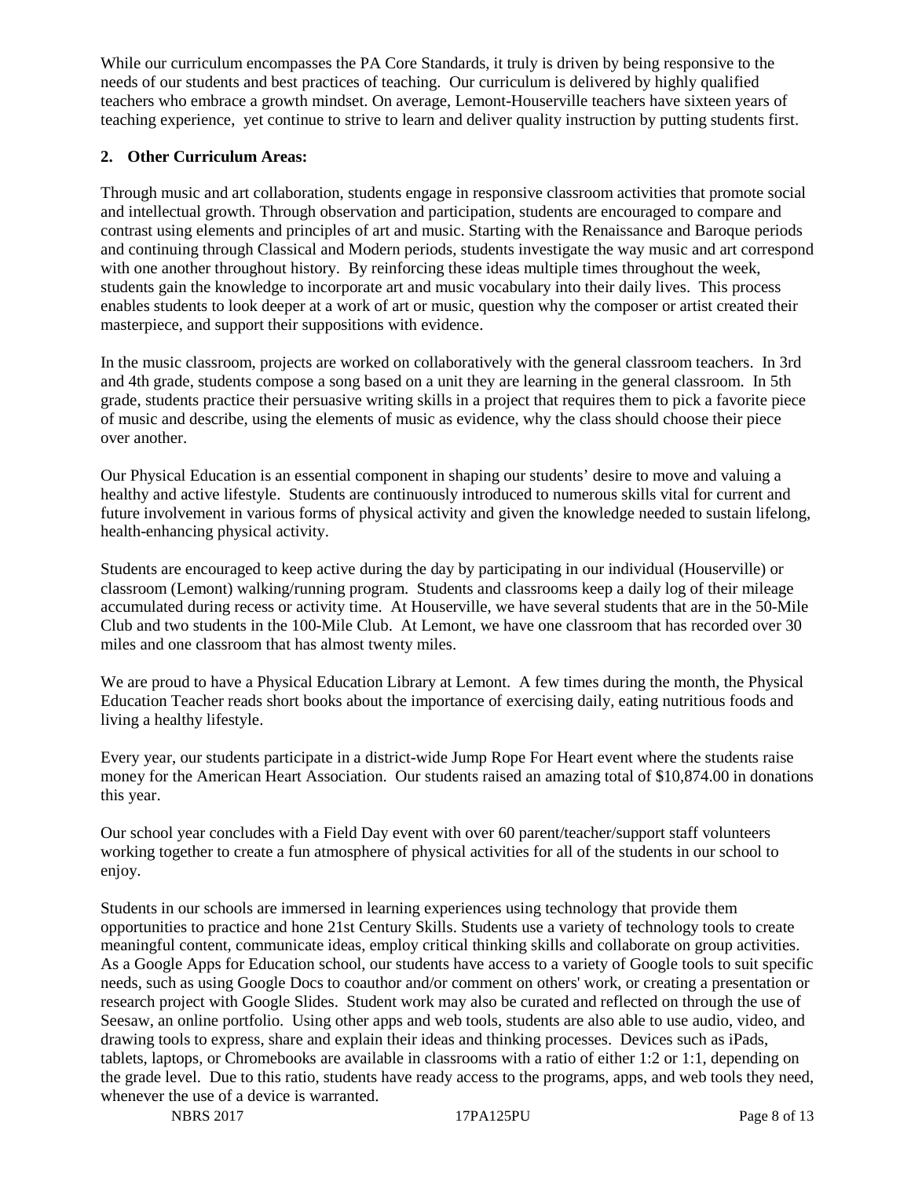While our curriculum encompasses the PA Core Standards, it truly is driven by being responsive to the needs of our students and best practices of teaching. Our curriculum is delivered by highly qualified teachers who embrace a growth mindset. On average, Lemont-Houserville teachers have sixteen years of teaching experience, yet continue to strive to learn and deliver quality instruction by putting students first.

**2. Other Curriculum Areas:**

Through music and art collaboration, students engage in responsive classroom activities that promote social and intellectual growth. Through observation and participation, students are encouraged to compare and contrast using elements and principles of art and music. Starting with the Renaissance and Baroque periods and continuing through Classical and Modern periods, students investigate the way music and art correspond with one another throughout history. By reinforcing these ideas multiple times throughout the week, students gain the knowledge to incorporate art and music vocabulary into their daily lives. This process enables students to look deeper at a work of art or music, question why the composer or artist created their masterpiece, and support their suppositions with evidence.

In the music classroom, projects are worked on collaboratively with the general classroom teachers. In 3rd and 4th grade, students compose a song based on a unit they are learning in the general classroom. In 5th grade, students practice their persuasive writing skills in a project that requires them to pick a favorite piece of music and describe, using the elements of music as evidence, why the class should choose their piece over another.

Our Physical Education is an essential component in shaping our students' desire to move and valuing a healthy and active lifestyle. Students are continuously introduced to numerous skills vital for current and future involvement in various forms of physical activity and given the knowledge needed to sustain lifelong, health-enhancing physical activity.

Students are encouraged to keep active during the day by participating in our individual (Houserville) or classroom (Lemont) walking/running program. Students and classrooms keep a daily log of their mileage accumulated during recess or activity time. At Houserville, we have several students that are in the 50-Mile Club and two students in the 100-Mile Club. At Lemont, we have one classroom that has recorded over 30 miles and one classroom that has almost twenty miles.

We are proud to have a Physical Education Library at Lemont. A few times during the month, the Physical Education Teacher reads short books about the importance of exercising daily, eating nutritious foods and living a healthy lifestyle.

Every year, our students participate in a district-wide Jump Rope For Heart event where the students raise money for the American Heart Association. Our students raised an amazing total of $10,874.00 in donations this year.

Our school year concludes with a Field Day event with over 60 parent/teacher/support staff volunteers working together to create a fun atmosphere of physical activities for all of the students in our school to enjoy.

Students in our schools are immersed in learning experiences using technology that provide them opportunities to practice and hone 21st Century Skills. Students use a variety of technology tools to create meaningful content, communicate ideas, employ critical thinking skills and collaborate on group activities. As a Google Apps for Education school, our students have access to a variety of Google tools to suit specific needs, such as using Google Docs to coauthor and/or comment on others' work, or creating a presentation or research project with Google Slides. Student work may also be curated and reflected on through the use of Seesaw, an online portfolio. Using other apps and web tools, students are also able to use audio, video, and drawing tools to express, share and explain their ideas and thinking processes. Devices such as iPads, tablets, laptops, or Chromebooks are available in classrooms with a ratio of either 1:2 or 1:1, depending on the grade level. Due to this ratio, students have ready access to the programs, apps, and web tools they need, whenever the use of a device is warranted.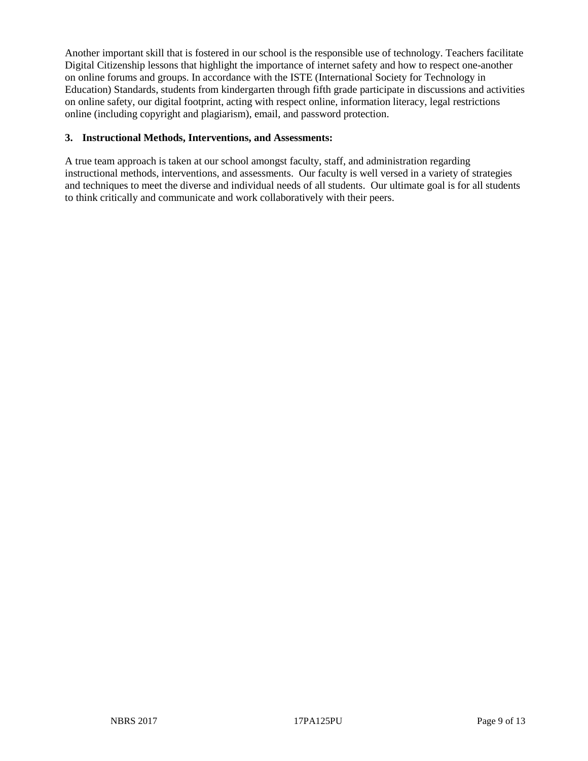Another important skill that is fostered in our school is the responsible use of technology. Teachers facilitate Digital Citizenship lessons that highlight the importance of internet safety and how to respect one-another on online forums and groups. In accordance with the ISTE (International Society for Technology in Education) Standards, students from kindergarten through fifth grade participate in discussions and activities on online safety, our digital footprint, acting with respect online, information literacy, legal restrictions online (including copyright and plagiarism), email, and password protection.

**3. Instructional Methods, Interventions, and Assessments:**

A true team approach is taken at our school amongst faculty, staff, and administration regarding instructional methods, interventions, and assessments. Our faculty is well versed in a variety of strategies and techniques to meet the diverse and individual needs of all students. Our ultimate goal is for all students to think critically and communicate and work collaboratively with their peers.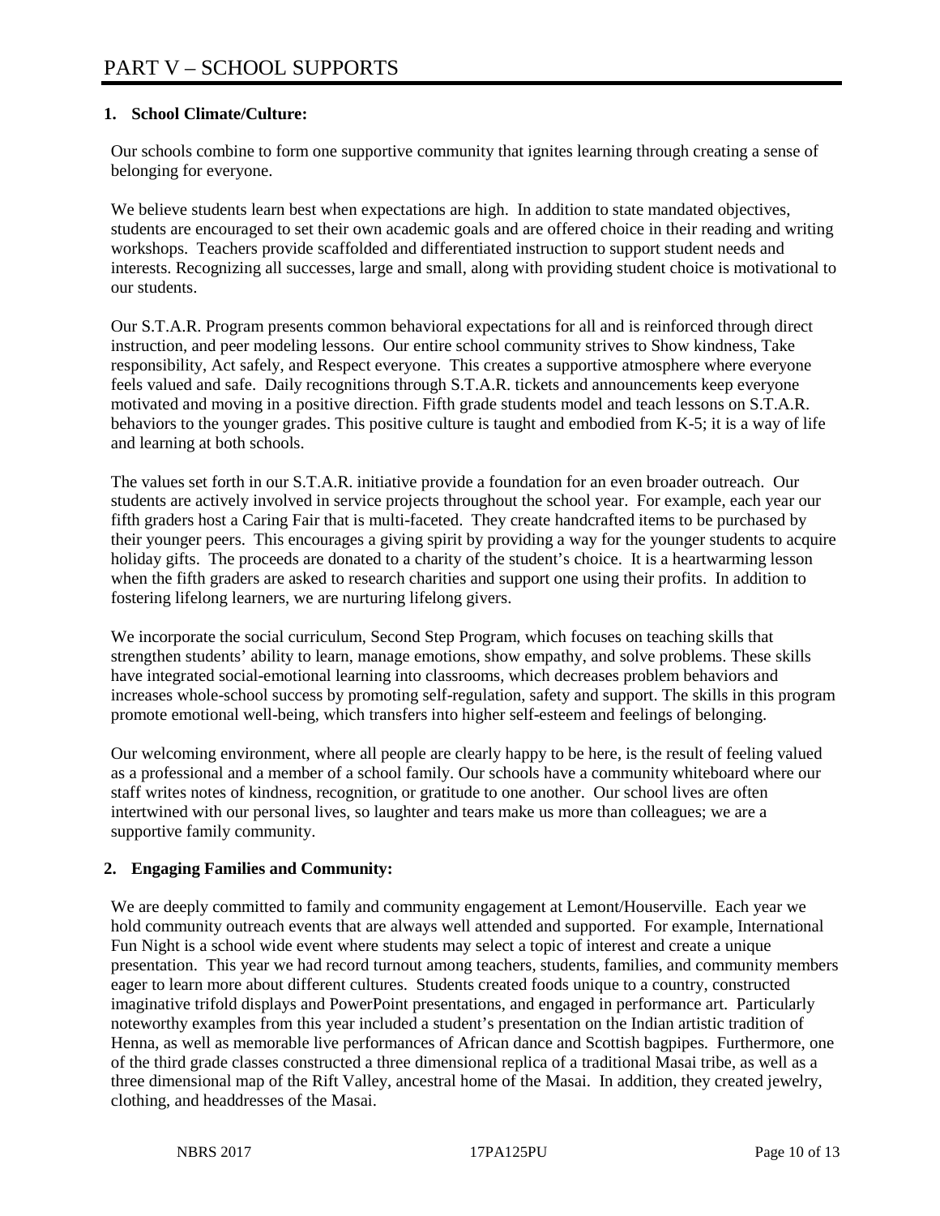# PART V – SCHOOL SUPPORTS

**1. School Climate/Culture:**

Our schools combine to form one supportive community that ignites learning through creating a sense of belonging for everyone.

We believe students learn best when expectations are high. In addition to state mandated objectives, students are encouraged to set their own academic goals and are offered choice in their reading and writing workshops. Teachers provide scaffolded and differentiated instruction to support student needs and interests. Recognizing all successes, large and small, along with providing student choice is motivational to our students.

Our S.T.A.R. Program presents common behavioral expectations for all and is reinforced through direct instruction, and peer modeling lessons. Our entire school community strives to Show kindness, Take responsibility, Act safely, and Respect everyone. This creates a supportive atmosphere where everyone feels valued and safe. Daily recognitions through S.T.A.R. tickets and announcements keep everyone motivated and moving in a positive direction. Fifth grade students model and teach lessons on S.T.A.R. behaviors to the younger grades. This positive culture is taught and embodied from K-5; it is a way of life and learning at both schools.

The values set forth in our S.T.A.R. initiative provide a foundation for an even broader outreach. Our students are actively involved in service projects throughout the school year. For example, each year our fifth graders host a Caring Fair that is multi-faceted. They create handcrafted items to be purchased by their younger peers. This encourages a giving spirit by providing a way for the younger students to acquire holiday gifts. The proceeds are donated to a charity of the student's choice. It is a heartwarming lesson when the fifth graders are asked to research charities and support one using their profits. In addition to fostering lifelong learners, we are nurturing lifelong givers.

We incorporate the social curriculum, Second Step Program, which focuses on teaching skills that strengthen students' ability to learn, manage emotions, show empathy, and solve problems. These skills have integrated social-emotional learning into classrooms, which decreases problem behaviors and increases whole-school success by promoting self-regulation, safety and support. The skills in this program promote emotional well-being, which transfers into higher self-esteem and feelings of belonging.

Our welcoming environment, where all people are clearly happy to be here, is the result of feeling valued as a professional and a member of a school family. Our schools have a community whiteboard where our staff writes notes of kindness, recognition, or gratitude to one another. Our school lives are often intertwined with our personal lives, so laughter and tears make us more than colleagues; we are a supportive family community.

**2. Engaging Families and Community:**

We are deeply committed to family and community engagement at Lemont/Houserville. Each year we hold community outreach events that are always well attended and supported. For example, International Fun Night is a school wide event where students may select a topic of interest and create a unique presentation. This year we had record turnout among teachers, students, families, and community members eager to learn more about different cultures. Students created foods unique to a country, constructed imaginative trifold displays and PowerPoint presentations, and engaged in performance art. Particularly noteworthy examples from this year included a student's presentation on the Indian artistic tradition of Henna, as well as memorable live performances of African dance and Scottish bagpipes. Furthermore, one of the third grade classes constructed a three dimensional replica of a traditional Masai tribe, as well as a three dimensional map of the Rift Valley, ancestral home of the Masai. In addition, they created jewelry, clothing, and headdresses of the Masai.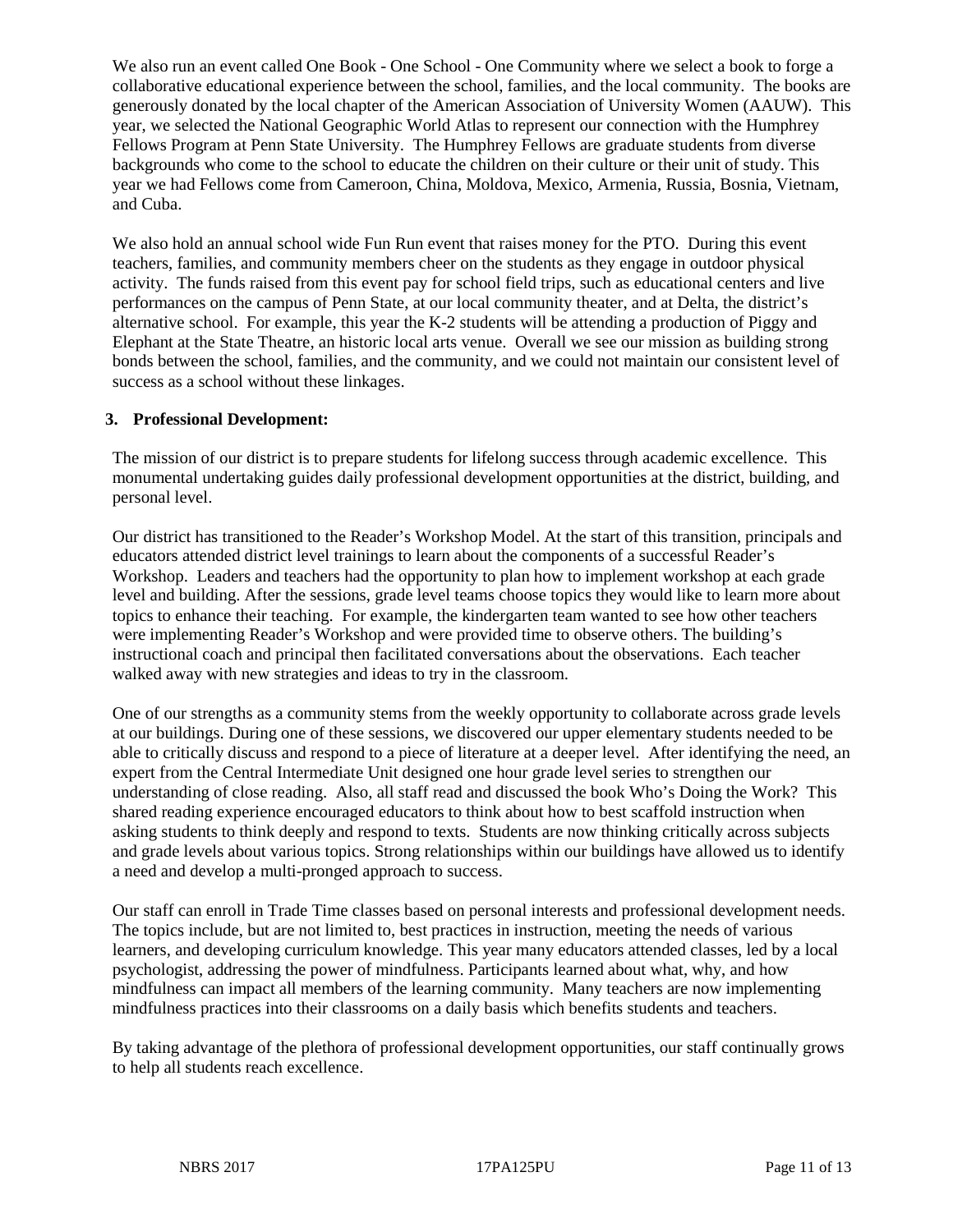We also run an event called One Book - One School - One Community where we select a book to forge a collaborative educational experience between the school, families, and the local community. The books are generously donated by the local chapter of the American Association of University Women (AAUW). This year, we selected the National Geographic World Atlas to represent our connection with the Humphrey Fellows Program at Penn State University. The Humphrey Fellows are graduate students from diverse backgrounds who come to the school to educate the children on their culture or their unit of study. This year we had Fellows come from Cameroon, China, Moldova, Mexico, Armenia, Russia, Bosnia, Vietnam, and Cuba.

We also hold an annual school wide Fun Run event that raises money for the PTO. During this event teachers, families, and community members cheer on the students as they engage in outdoor physical activity. The funds raised from this event pay for school field trips, such as educational centers and live performances on the campus of Penn State, at our local community theater, and at Delta, the district's alternative school. For example, this year the K-2 students will be attending a production of Piggy and Elephant at the State Theatre, an historic local arts venue. Overall we see our mission as building strong bonds between the school, families, and the community, and we could not maintain our consistent level of success as a school without these linkages.

**3. Professional Development:**

The mission of our district is to prepare students for lifelong success through academic excellence. This monumental undertaking guides daily professional development opportunities at the district, building, and personal level.

Our district has transitioned to the Reader's Workshop Model. At the start of this transition, principals and educators attended district level trainings to learn about the components of a successful Reader's Workshop. Leaders and teachers had the opportunity to plan how to implement workshop at each grade level and building. After the sessions, grade level teams choose topics they would like to learn more about topics to enhance their teaching. For example, the kindergarten team wanted to see how other teachers were implementing Reader's Workshop and were provided time to observe others. The building's instructional coach and principal then facilitated conversations about the observations. Each teacher walked away with new strategies and ideas to try in the classroom.

One of our strengths as a community stems from the weekly opportunity to collaborate across grade levels at our buildings. During one of these sessions, we discovered our upper elementary students needed to be able to critically discuss and respond to a piece of literature at a deeper level. After identifying the need, an expert from the Central Intermediate Unit designed one hour grade level series to strengthen our understanding of close reading. Also, all staff read and discussed the book Who's Doing the Work? This shared reading experience encouraged educators to think about how to best scaffold instruction when asking students to think deeply and respond to texts. Students are now thinking critically across subjects and grade levels about various topics. Strong relationships within our buildings have allowed us to identify a need and develop a multi-pronged approach to success.

Our staff can enroll in Trade Time classes based on personal interests and professional development needs. The topics include, but are not limited to, best practices in instruction, meeting the needs of various learners, and developing curriculum knowledge. This year many educators attended classes, led by a local psychologist, addressing the power of mindfulness. Participants learned about what, why, and how mindfulness can impact all members of the learning community. Many teachers are now implementing mindfulness practices into their classrooms on a daily basis which benefits students and teachers.

By taking advantage of the plethora of professional development opportunities, our staff continually grows to help all students reach excellence.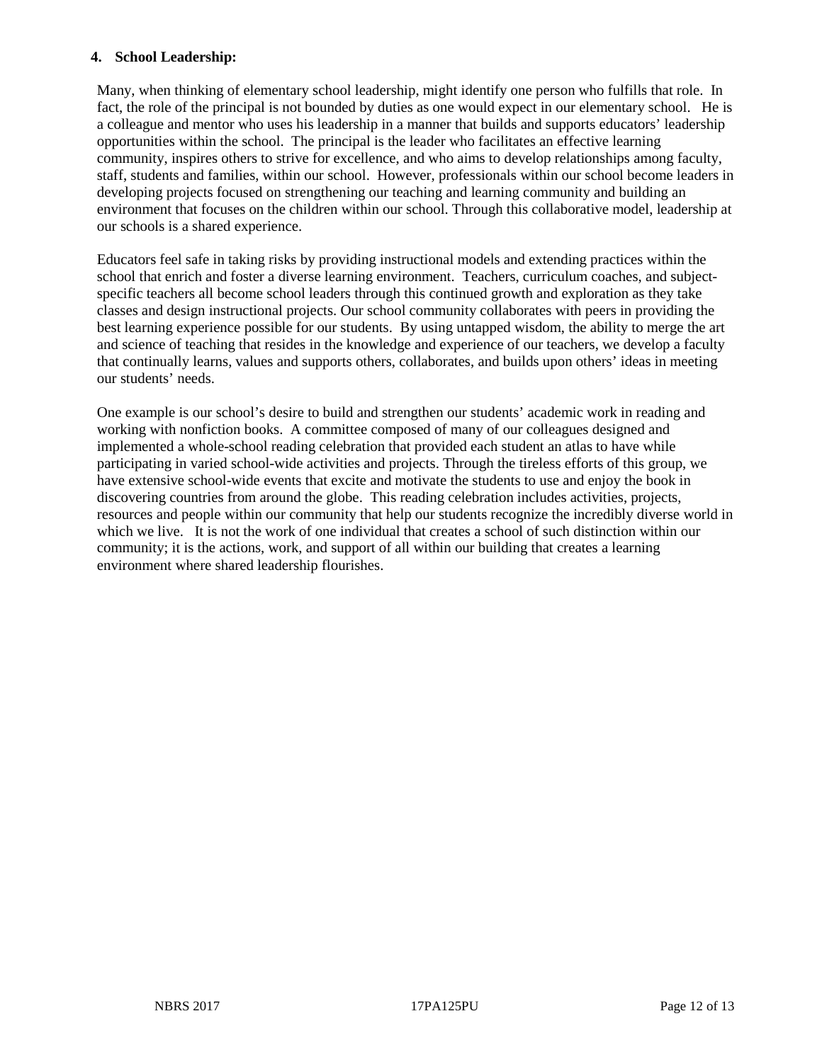**4. School Leadership:**

Many, when thinking of elementary school leadership, might identify one person who fulfills that role. In fact, the role of the principal is not bounded by duties as one would expect in our elementary school. He is a colleague and mentor who uses his leadership in a manner that builds and supports educators' leadership opportunities within the school. The principal is the leader who facilitates an effective learning community, inspires others to strive for excellence, and who aims to develop relationships among faculty, staff, students and families, within our school. However, professionals within our school become leaders in developing projects focused on strengthening our teaching and learning community and building an environment that focuses on the children within our school. Through this collaborative model, leadership at our schools is a shared experience.

Educators feel safe in taking risks by providing instructional models and extending practices within the school that enrich and foster a diverse learning environment. Teachers, curriculum coaches, and subject-specific teachers all become school leaders through this continued growth and exploration as they take classes and design instructional projects. Our school community collaborates with peers in providing the best learning experience possible for our students. By using untapped wisdom, the ability to merge the art and science of teaching that resides in the knowledge and experience of our teachers, we develop a faculty that continually learns, values and supports others, collaborates, and builds upon others' ideas in meeting our students' needs.

One example is our school's desire to build and strengthen our students' academic work in reading and working with nonfiction books. A committee composed of many of our colleagues designed and implemented a whole-school reading celebration that provided each student an atlas to have while participating in varied school-wide activities and projects. Through the tireless efforts of this group, we have extensive school-wide events that excite and motivate the students to use and enjoy the book in discovering countries from around the globe. This reading celebration includes activities, projects, resources and people within our community that help our students recognize the incredibly diverse world in which we live. It is not the work of one individual that creates a school of such distinction within our community; it is the actions, work, and support of all within our building that creates a learning environment where shared leadership flourishes.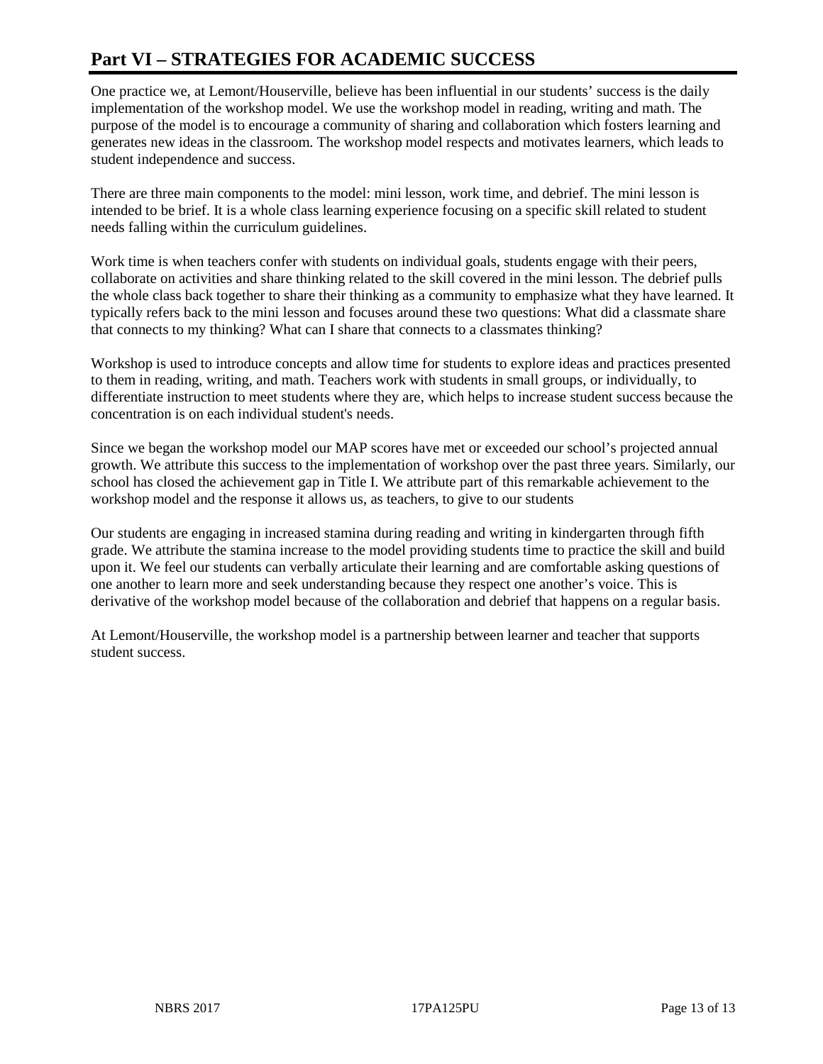# Part VI – STRATEGIES FOR ACADEMIC SUCCESS

One practice we, at Lemont/Houserville, believe has been influential in our students' success is the daily implementation of the workshop model. We use the workshop model in reading, writing and math. The purpose of the model is to encourage a community of sharing and collaboration which fosters learning and generates new ideas in the classroom. The workshop model respects and motivates learners, which leads to student independence and success.

There are three main components to the model: mini lesson, work time, and debrief. The mini lesson is intended to be brief. It is a whole class learning experience focusing on a specific skill related to student needs falling within the curriculum guidelines.

Work time is when teachers confer with students on individual goals, students engage with their peers, collaborate on activities and share thinking related to the skill covered in the mini lesson. The debrief pulls the whole class back together to share their thinking as a community to emphasize what they have learned. It typically refers back to the mini lesson and focuses around these two questions: What did a classmate share that connects to my thinking? What can I share that connects to a classmates thinking?

Workshop is used to introduce concepts and allow time for students to explore ideas and practices presented to them in reading, writing, and math. Teachers work with students in small groups, or individually, to differentiate instruction to meet students where they are, which helps to increase student success because the concentration is on each individual student's needs.

Since we began the workshop model our MAP scores have met or exceeded our school's projected annual growth. We attribute this success to the implementation of workshop over the past three years. Similarly, our school has closed the achievement gap in Title I. We attribute part of this remarkable achievement to the workshop model and the response it allows us, as teachers, to give to our students

Our students are engaging in increased stamina during reading and writing in kindergarten through fifth grade. We attribute the stamina increase to the model providing students time to practice the skill and build upon it. We feel our students can verbally articulate their learning and are comfortable asking questions of one another to learn more and seek understanding because they respect one another's voice. This is derivative of the workshop model because of the collaboration and debrief that happens on a regular basis.

At Lemont/Houserville, the workshop model is a partnership between learner and teacher that supports student success.